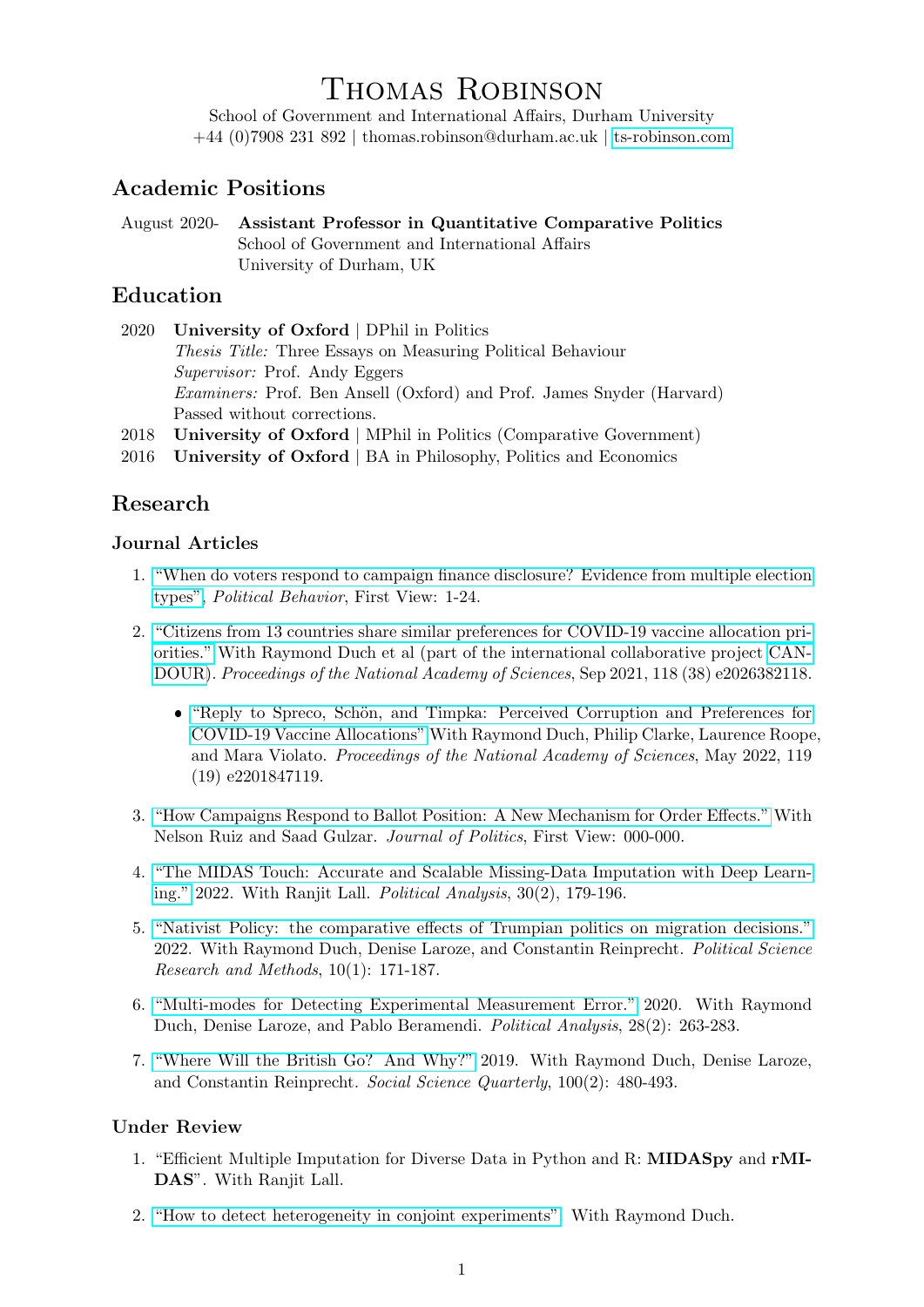# Thomas Robinson

School of Government and International Affairs, Durham University
+44 (0)7908 231 892 | thomas.robinson@durham.ac.uk | ts-robinson.com

## Academic Positions

August 2020- **Assistant Professor in Quantitative Comparative Politics**
School of Government and International Affairs
University of Durham, UK

## Education

2020 **University of Oxford** | DPhil in Politics
*Thesis Title:* Three Essays on Measuring Political Behaviour
*Supervisor:* Prof. Andy Eggers
*Examiners:* Prof. Ben Ansell (Oxford) and Prof. James Snyder (Harvard)
Passed without corrections.

2018 **University of Oxford** | MPhil in Politics (Comparative Government)

2016 **University of Oxford** | BA in Philosophy, Politics and Economics

## Research

### Journal Articles

1. "When do voters respond to campaign finance disclosure? Evidence from multiple election types", *Political Behavior*, First View: 1-24.

2. "Citizens from 13 countries share similar preferences for COVID-19 vaccine allocation priorities." With Raymond Duch et al (part of the international collaborative project CANDOUR). *Proceedings of the National Academy of Sciences*, Sep 2021, 118 (38) e2026382118.

   - "Reply to Spreco, Schön, and Timpka: Perceived Corruption and Preferences for COVID-19 Vaccine Allocations" With Raymond Duch, Philip Clarke, Laurence Roope, and Mara Violato. *Proceedings of the National Academy of Sciences*, May 2022, 119 (19) e2201847119.

3. "How Campaigns Respond to Ballot Position: A New Mechanism for Order Effects." With Nelson Ruiz and Saad Gulzar. *Journal of Politics*, First View: 000-000.

4. "The MIDAS Touch: Accurate and Scalable Missing-Data Imputation with Deep Learning." 2022. With Ranjit Lall. *Political Analysis*, 30(2), 179-196.

5. "Nativist Policy: the comparative effects of Trumpian politics on migration decisions." 2022. With Raymond Duch, Denise Laroze, and Constantin Reinprecht. *Political Science Research and Methods*, 10(1): 171-187.

6. "Multi-modes for Detecting Experimental Measurement Error." 2020. With Raymond Duch, Denise Laroze, and Pablo Beramendi. *Political Analysis*, 28(2): 263-283.

7. "Where Will the British Go? And Why?" 2019. With Raymond Duch, Denise Laroze, and Constantin Reinprecht. *Social Science Quarterly*, 100(2): 480-493.

### Under Review

1. "Efficient Multiple Imputation for Diverse Data in Python and R: **MIDASpy** and **rMIDAS**". With Ranjit Lall.

2. "How to detect heterogeneity in conjoint experiments". With Raymond Duch.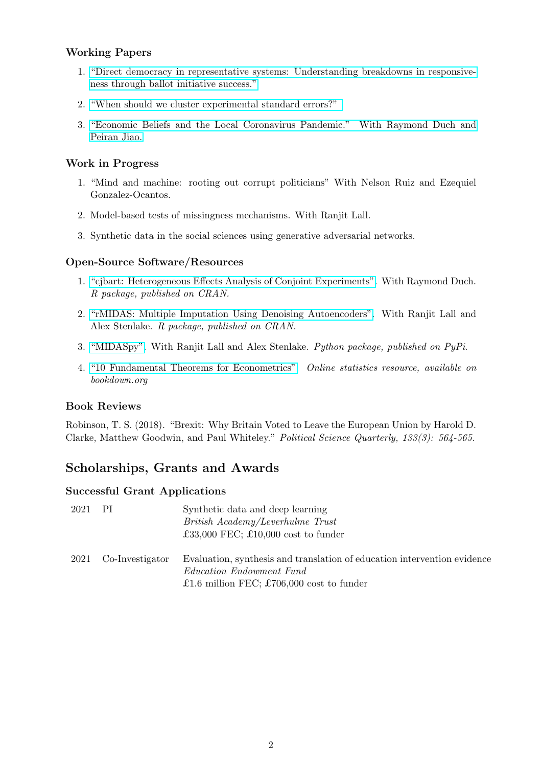### Working Papers

1. "Direct democracy in representative systems: Understanding breakdowns in responsiveness through ballot initiative success."

2. "When should we cluster experimental standard errors?"

3. "Economic Beliefs and the Local Coronavirus Pandemic." With Raymond Duch and Peiran Jiao.

### Work in Progress

1. "Mind and machine: rooting out corrupt politicians" With Nelson Ruiz and Ezequiel Gonzalez-Ocantos.

2. Model-based tests of missingness mechanisms. With Ranjit Lall.

3. Synthetic data in the social sciences using generative adversarial networks.

### Open-Source Software/Resources

1. "cjbart: Heterogeneous Effects Analysis of Conjoint Experiments". With Raymond Duch. *R package, published on CRAN.*

2. "rMIDAS: Multiple Imputation Using Denoising Autoencoders". With Ranjit Lall and Alex Stenlake. *R package, published on CRAN.*

3. "MIDASpy". With Ranjit Lall and Alex Stenlake. *Python package, published on PyPi.*

4. "10 Fundamental Theorems for Econometrics". *Online statistics resource, available on bookdown.org*

### Book Reviews

Robinson, T. S. (2018). "Brexit: Why Britain Voted to Leave the European Union by Harold D. Clarke, Matthew Goodwin, and Paul Whiteley." *Political Science Quarterly, 133(3): 564-565.*

## Scholarships, Grants and Awards

### Successful Grant Applications

| | | |
|---|---|---|
| 2021 | PI | Synthetic data and deep learning<br>*British Academy/Leverhulme Trust*<br>£33,000 FEC; £10,000 cost to funder |
| 2021 | Co-Investigator | Evaluation, synthesis and translation of education intervention evidence<br>*Education Endowment Fund*<br>£1.6 million FEC; £706,000 cost to funder |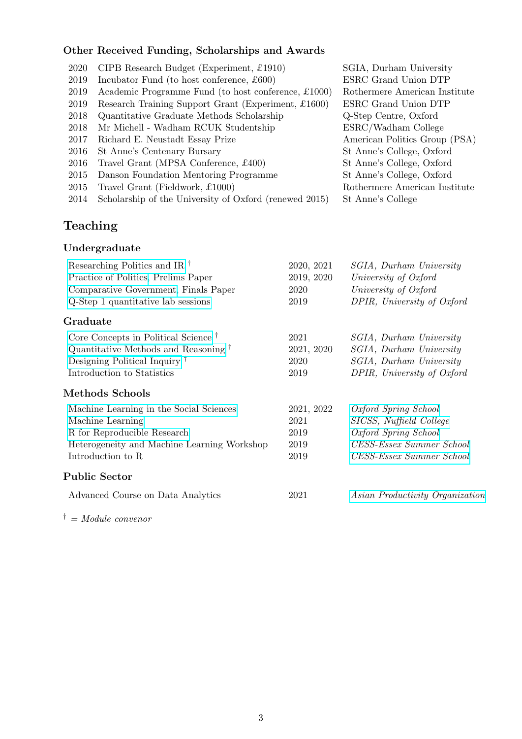### Other Received Funding, Scholarships and Awards

| | | |
|---|---|---|
| 2020 | CIPB Research Budget (Experiment, £1910) | SGIA, Durham University |
| 2019 | Incubator Fund (to host conference, £600) | ESRC Grand Union DTP |
| 2019 | Academic Programme Fund (to host conference, £1000) | Rothermere American Institute |
| 2019 | Research Training Support Grant (Experiment, £1600) | ESRC Grand Union DTP |
| 2018 | Quantitative Graduate Methods Scholarship | Q-Step Centre, Oxford |
| 2018 | Mr Michell - Wadham RCUK Studentship | ESRC/Wadham College |
| 2017 | Richard E. Neustadt Essay Prize | American Politics Group (PSA) |
| 2016 | St Anne's Centenary Bursary | St Anne's College, Oxford |
| 2016 | Travel Grant (MPSA Conference, £400) | St Anne's College, Oxford |
| 2015 | Danson Foundation Mentoring Programme | St Anne's College, Oxford |
| 2015 | Travel Grant (Fieldwork, £1000) | Rothermere American Institute |
| 2014 | Scholarship of the University of Oxford (renewed 2015) | St Anne's College |

## Teaching

### Undergraduate

| | | |
|---|---|---|
| Researching Politics and IR † | 2020, 2021 | *SGIA, Durham University* |
| Practice of Politics, Prelims Paper | 2019, 2020 | *University of Oxford* |
| Comparative Government, Finals Paper | 2020 | *University of Oxford* |
| Q-Step 1 quantitative lab sessions | 2019 | *DPIR, University of Oxford* |

### Graduate

| | | |
|---|---|---|
| Core Concepts in Political Science † | 2021 | *SGIA, Durham University* |
| Quantitative Methods and Reasoning † | 2021, 2020 | *SGIA, Durham University* |
| Designing Political Inquiry † | 2020 | *SGIA, Durham University* |
| Introduction to Statistics | 2019 | *DPIR, University of Oxford* |

### Methods Schools

| | | |
|---|---|---|
| Machine Learning in the Social Sciences | 2021, 2022 | *Oxford Spring School* |
| Machine Learning | 2021 | *SICSS, Nuffield College* |
| R for Reproducible Research | 2019 | *Oxford Spring School* |
| Heterogeneity and Machine Learning Workshop | 2019 | *CESS-Essex Summer School* |
| Introduction to R | 2019 | *CESS-Essex Summer School* |

### Public Sector

| | | |
|---|---|---|
| Advanced Course on Data Analytics | 2021 | *Asian Productivity Organization* |

† = *Module convenor*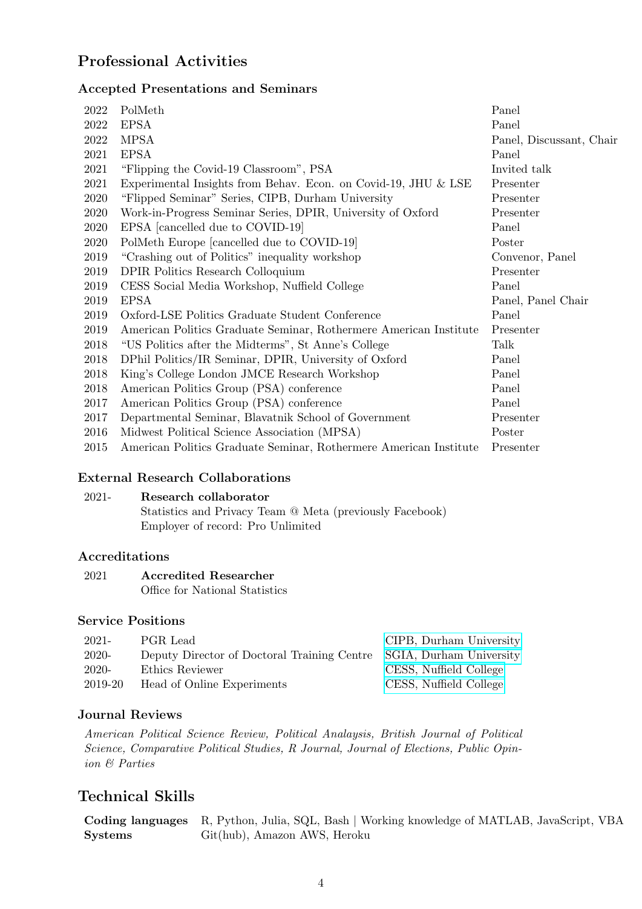# Professional Activities

## Accepted Presentations and Seminars

| | | |
|---|---|---|
| 2022 | PolMeth | Panel |
| 2022 | EPSA | Panel |
| 2022 | MPSA | Panel, Discussant, Chair |
| 2021 | EPSA | Panel |
| 2021 | "Flipping the Covid-19 Classroom", PSA | Invited talk |
| 2021 | Experimental Insights from Behav. Econ. on Covid-19, JHU & LSE | Presenter |
| 2020 | "Flipped Seminar" Series, CIPB, Durham University | Presenter |
| 2020 | Work-in-Progress Seminar Series, DPIR, University of Oxford | Presenter |
| 2020 | EPSA [cancelled due to COVID-19] | Panel |
| 2020 | PolMeth Europe [cancelled due to COVID-19] | Poster |
| 2019 | "Crashing out of Politics" inequality workshop | Convenor, Panel |
| 2019 | DPIR Politics Research Colloquium | Presenter |
| 2019 | CESS Social Media Workshop, Nuffield College | Panel |
| 2019 | EPSA | Panel, Panel Chair |
| 2019 | Oxford-LSE Politics Graduate Student Conference | Panel |
| 2019 | American Politics Graduate Seminar, Rothermere American Institute | Presenter |
| 2018 | "US Politics after the Midterms", St Anne's College | Talk |
| 2018 | DPhil Politics/IR Seminar, DPIR, University of Oxford | Panel |
| 2018 | King's College London JMCE Research Workshop | Panel |
| 2018 | American Politics Group (PSA) conference | Panel |
| 2017 | American Politics Group (PSA) conference | Panel |
| 2017 | Departmental Seminar, Blavatnik School of Government | Presenter |
| 2016 | Midwest Political Science Association (MPSA) | Poster |
| 2015 | American Politics Graduate Seminar, Rothermere American Institute | Presenter |

## External Research Collaborations

2021- **Research collaborator**
Statistics and Privacy Team @ Meta (previously Facebook)
Employer of record: Pro Unlimited

## Accreditations

2021 **Accredited Researcher**
Office for National Statistics

## Service Positions

| | | |
|---|---|---|
| 2021- | PGR Lead | CIPB, Durham University |
| 2020- | Deputy Director of Doctoral Training Centre | SGIA, Durham University |
| 2020- | Ethics Reviewer | CESS, Nuffield College |
| 2019-20 | Head of Online Experiments | CESS, Nuffield College |

## Journal Reviews

*American Political Science Review, Political Analaysis, British Journal of Political Science, Comparative Political Studies, R Journal, Journal of Elections, Public Opinion & Parties*

# Technical Skills

**Coding languages** R, Python, Julia, SQL, Bash | Working knowledge of MATLAB, JavaScript, VBA
**Systems** Git(hub), Amazon AWS, Heroku